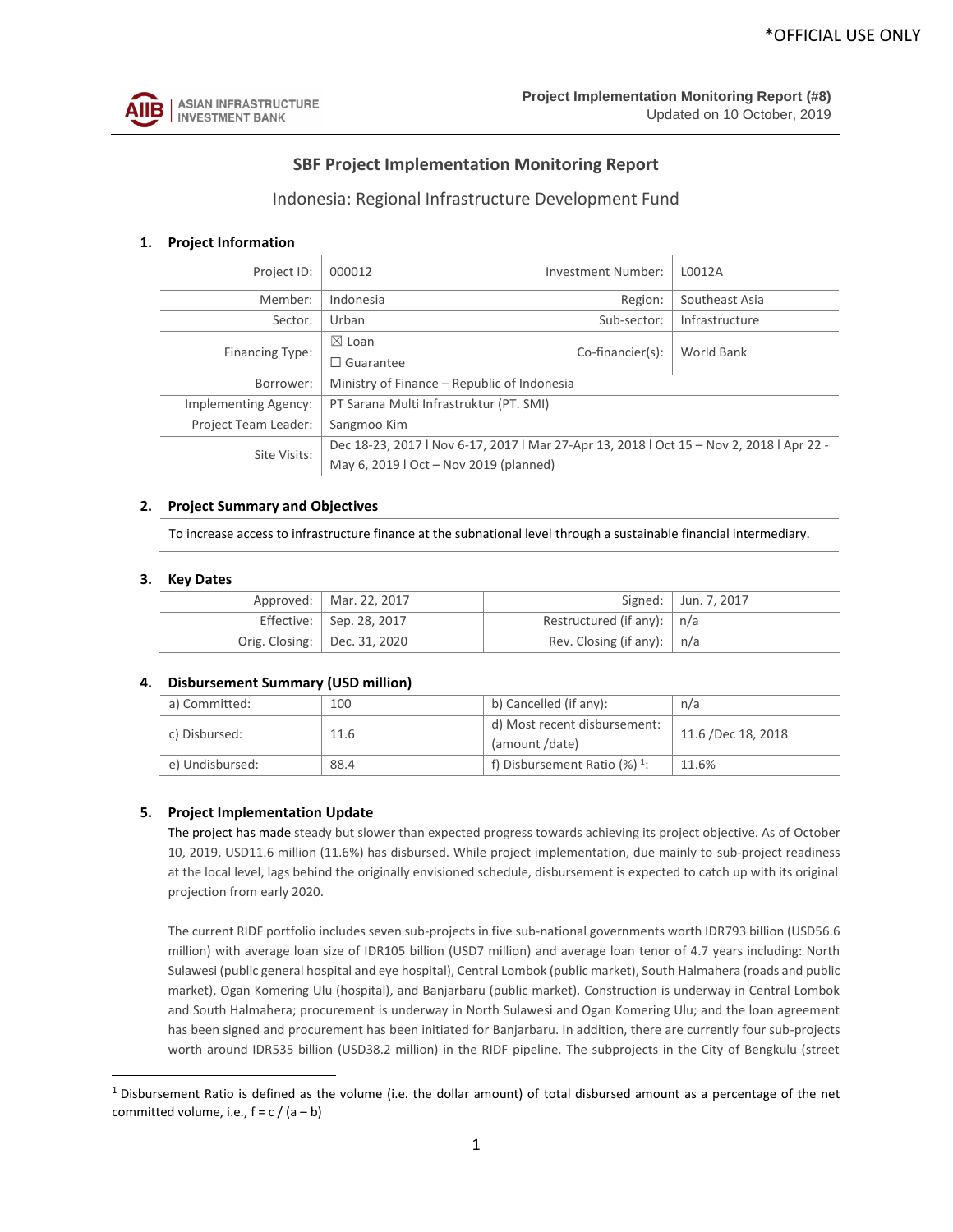*OFFICIAL USE ONLY

**Project Implementation Monitoring Report (#8)**
Updated on 10 October, 2019

## SBF Project Implementation Monitoring Report

### Indonesia: Regional Infrastructure Development Fund

### 1. Project Information

| | | | |
|---|---|---|---|
| Project ID: | 000012 | Investment Number: | L0012A |
| Member: | Indonesia | Region: | Southeast Asia |
| Sector: | Urban | Sub-sector: | Infrastructure |
| Financing Type: | ☒ Loan<br>☐ Guarantee | Co-financier(s): | World Bank |
| Borrower: | Ministry of Finance – Republic of Indonesia | | |
| Implementing Agency: | PT Sarana Multi Infrastruktur (PT. SMI) | | |
| Project Team Leader: | Sangmoo Kim | | |
| Site Visits: | Dec 18-23, 2017 l Nov 6-17, 2017 l Mar 27-Apr 13, 2018 l Oct 15 – Nov 2, 2018 l Apr 22 - May 6, 2019 l Oct – Nov 2019 (planned) | | |

### 2. Project Summary and Objectives

To increase access to infrastructure finance at the subnational level through a sustainable financial intermediary.

### 3. Key Dates

| | | | |
|---|---|---|---|
| Approved: | Mar. 22, 2017 | Signed: | Jun. 7, 2017 |
| Effective: | Sep. 28, 2017 | Restructured (if any): | n/a |
| Orig. Closing: | Dec. 31, 2020 | Rev. Closing (if any): | n/a |

### 4. Disbursement Summary (USD million)

| | | | |
|---|---|---|---|
| a) Committed: | 100 | b) Cancelled (if any): | n/a |
| c) Disbursed: | 11.6 | d) Most recent disbursement: (amount /date) | 11.6 /Dec 18, 2018 |
| e) Undisbursed: | 88.4 | f) Disbursement Ratio (%) [1]: | 11.6% |

### 5. Project Implementation Update

The project has made steady but slower than expected progress towards achieving its project objective. As of October 10, 2019, USD11.6 million (11.6%) has disbursed. While project implementation, due mainly to sub-project readiness at the local level, lags behind the originally envisioned schedule, disbursement is expected to catch up with its original projection from early 2020.

The current RIDF portfolio includes seven sub-projects in five sub-national governments worth IDR793 billion (USD56.6 million) with average loan size of IDR105 billion (USD7 million) and average loan tenor of 4.7 years including: North Sulawesi (public general hospital and eye hospital), Central Lombok (public market), South Halmahera (roads and public market), Ogan Komering Ulu (hospital), and Banjarbaru (public market). Construction is underway in Central Lombok and South Halmahera; procurement is underway in North Sulawesi and Ogan Komering Ulu; and the loan agreement has been signed and procurement has been initiated for Banjarbaru. In addition, there are currently four sub-projects worth around IDR535 billion (USD38.2 million) in the RIDF pipeline. The subprojects in the City of Bengkulu (street

---

[1] Disbursement Ratio is defined as the volume (i.e. the dollar amount) of total disbursed amount as a percentage of the net committed volume, i.e., f = c / (a – b)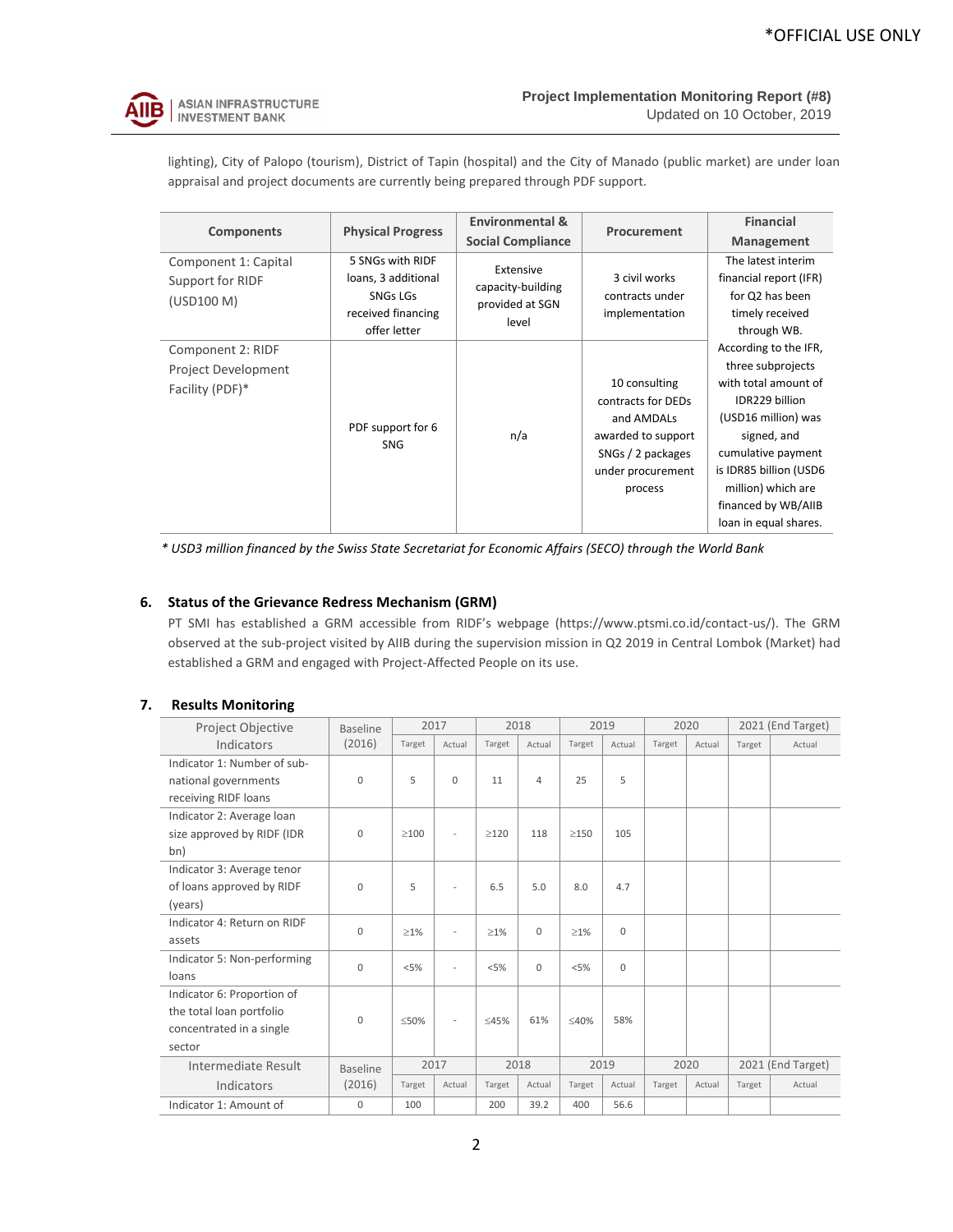lighting), City of Palopo (tourism), District of Tapin (hospital) and the City of Manado (public market) are under loan appraisal and project documents are currently being prepared through PDF support.

| Components | Physical Progress | Environmental & Social Compliance | Procurement | Financial Management |
|---|---|---|---|---|
| Component 1: Capital Support for RIDF (USD100 M) | 5 SNGs with RIDF loans, 3 additional SNGs LGs received financing offer letter | Extensive capacity-building provided at SGN level | 3 civil works contracts under implementation | The latest interim financial report (IFR) for Q2 has been timely received through WB. According to the IFR, three subprojects with total amount of IDR229 billion (USD16 million) was signed, and cumulative payment is IDR85 billion (USD6 million) which are financed by WB/AIIB loan in equal shares. |
| Component 2: RIDF Project Development Facility (PDF)* | PDF support for 6 SNG | n/a | 10 consulting contracts for DEDs and AMDALs awarded to support SNGs / 2 packages under procurement process | |

*\* USD3 million financed by the Swiss State Secretariat for Economic Affairs (SECO) through the World Bank*

## 6. Status of the Grievance Redress Mechanism (GRM)

PT SMI has established a GRM accessible from RIDF's webpage (https://www.ptsmi.co.id/contact-us/). The GRM observed at the sub-project visited by AIIB during the supervision mission in Q2 2019 in Central Lombok (Market) had established a GRM and engaged with Project-Affected People on its use.

## 7. Results Monitoring

| Project Objective Indicators | Baseline (2016) | 2017 | | 2018 | | 2019 | | 2020 | | 2021 (End Target) | |
|---|---|---|---|---|---|---|---|---|---|---|---|
| | | Target | Actual | Target | Actual | Target | Actual | Target | Actual | Target | Actual |
| Indicator 1: Number of sub-national governments receiving RIDF loans | 0 | 5 | 0 | 11 | 4 | 25 | 5 | | | | |
| Indicator 2: Average loan size approved by RIDF (IDR bn) | 0 | ≥100 | - | ≥120 | 118 | ≥150 | 105 | | | | |
| Indicator 3: Average tenor of loans approved by RIDF (years) | 0 | 5 | - | 6.5 | 5.0 | 8.0 | 4.7 | | | | |
| Indicator 4: Return on RIDF assets | 0 | ≥1% | - | ≥1% | 0 | ≥1% | 0 | | | | |
| Indicator 5: Non-performing loans | 0 | <5% | - | <5% | 0 | <5% | 0 | | | | |
| Indicator 6: Proportion of the total loan portfolio concentrated in a single sector | 0 | ≤50% | - | ≤45% | 61% | ≤40% | 58% | | | | |
| **Intermediate Result Indicators** | **Baseline (2016)** | **2017** | | **2018** | | **2019** | | **2020** | | **2021 (End Target)** | |
| | | Target | Actual | Target | Actual | Target | Actual | Target | Actual | Target | Actual |
| Indicator 1: Amount of | 0 | 100 | | 200 | 39.2 | 400 | 56.6 | | | | |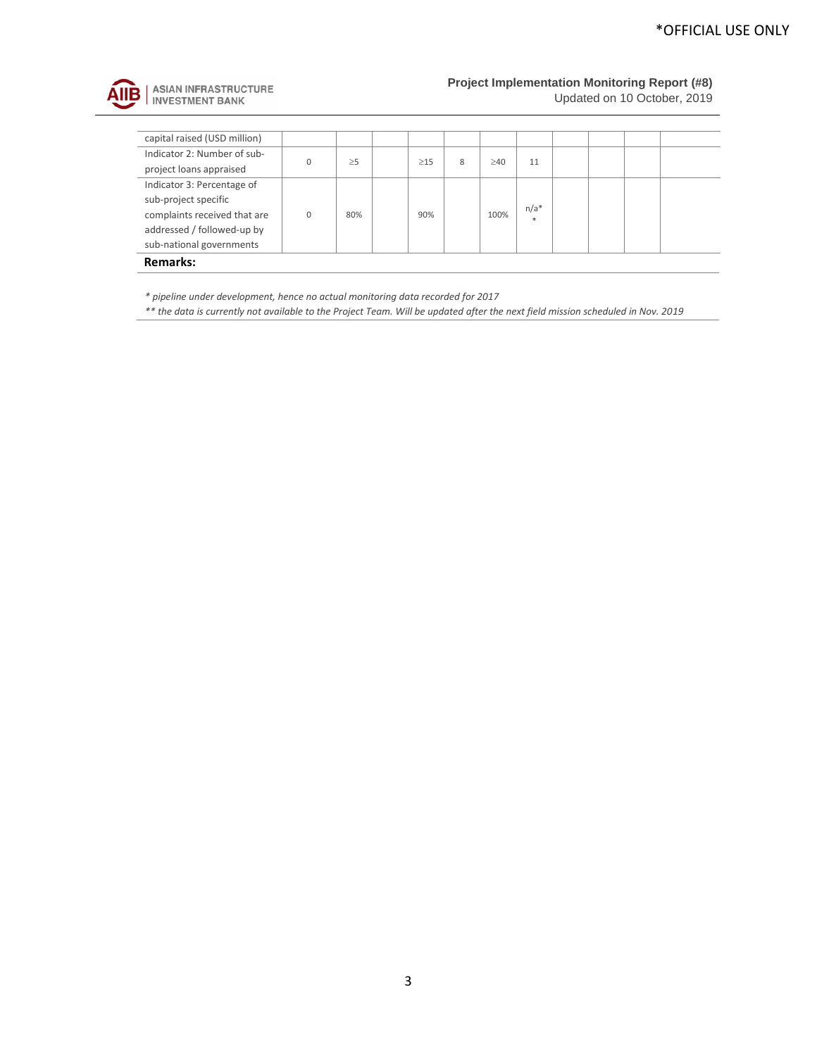| | | | | | | | | | | | |
|---|---|---|---|---|---|---|---|---|---|---|---|
| capital raised (USD million) | | | | | | | | | | | |
| Indicator 2: Number of sub-project loans appraised | 0 | ≥5 | | ≥15 | 8 | ≥40 | 11 | | | | |
| Indicator 3: Percentage of sub-project specific complaints received that are addressed / followed-up by sub-national governments | 0 | 80% | | 90% | | 100% | n/a** | | | | |

**Remarks:**

*\* pipeline under development, hence no actual monitoring data recorded for 2017*

*\*\* the data is currently not available to the Project Team. Will be updated after the next field mission scheduled in Nov. 2019*